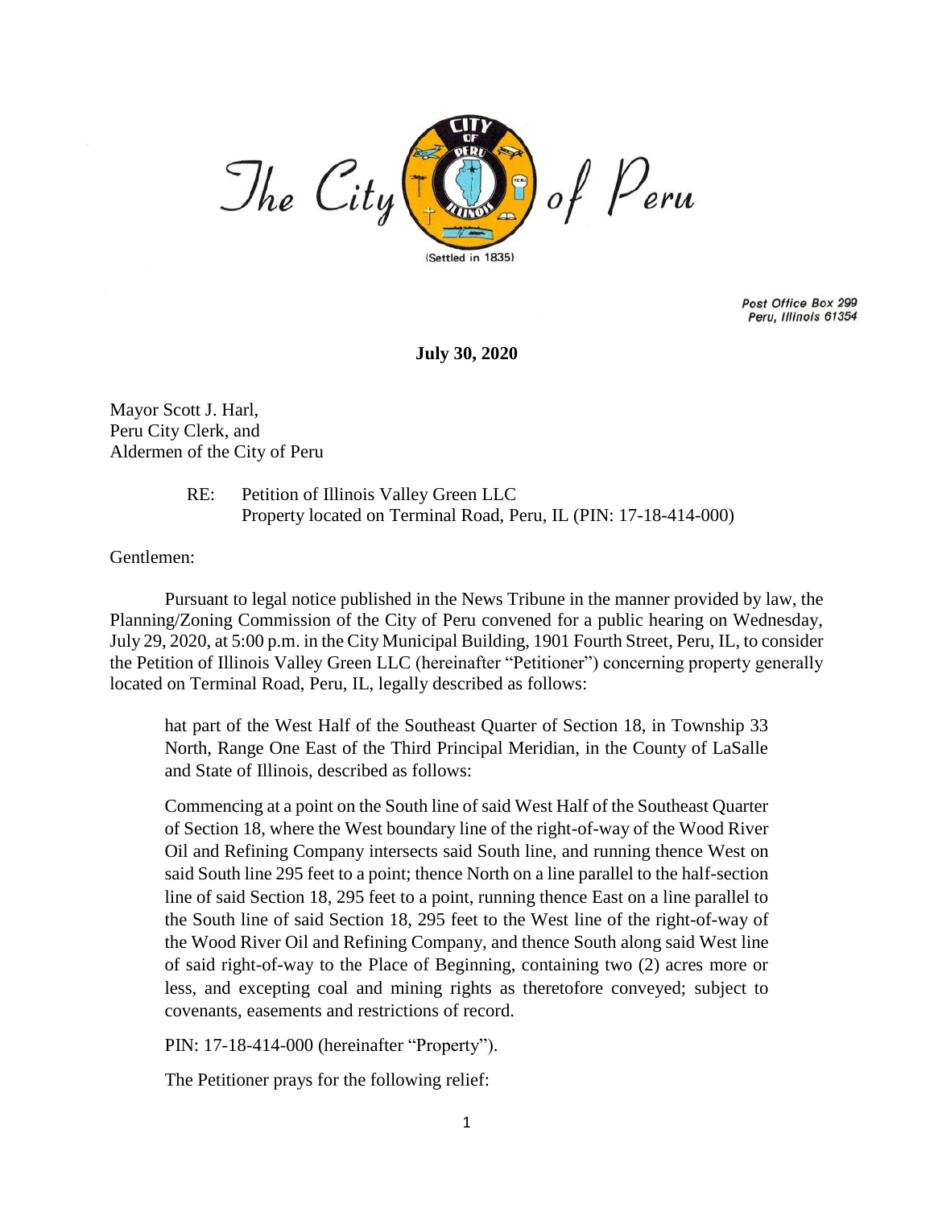The City of Peru

(Settled in 1835)

Post Office Box 299
Peru, Illinois 61354

**July 30, 2020**

Mayor Scott J. Harl,
Peru City Clerk, and
Aldermen of the City of Peru

RE: Petition of Illinois Valley Green LLC
Property located on Terminal Road, Peru, IL (PIN: 17-18-414-000)

Gentlemen:

Pursuant to legal notice published in the News Tribune in the manner provided by law, the Planning/Zoning Commission of the City of Peru convened for a public hearing on Wednesday, July 29, 2020, at 5:00 p.m. in the City Municipal Building, 1901 Fourth Street, Peru, IL, to consider the Petition of Illinois Valley Green LLC (hereinafter "Petitioner") concerning property generally located on Terminal Road, Peru, IL, legally described as follows:

> hat part of the West Half of the Southeast Quarter of Section 18, in Township 33 North, Range One East of the Third Principal Meridian, in the County of LaSalle and State of Illinois, described as follows:
>
> Commencing at a point on the South line of said West Half of the Southeast Quarter of Section 18, where the West boundary line of the right-of-way of the Wood River Oil and Refining Company intersects said South line, and running thence West on said South line 295 feet to a point; thence North on a line parallel to the half-section line of said Section 18, 295 feet to a point, running thence East on a line parallel to the South line of said Section 18, 295 feet to the West line of the right-of-way of the Wood River Oil and Refining Company, and thence South along said West line of said right-of-way to the Place of Beginning, containing two (2) acres more or less, and excepting coal and mining rights as theretofore conveyed; subject to covenants, easements and restrictions of record.
>
> PIN: 17-18-414-000 (hereinafter "Property").
>
> The Petitioner prays for the following relief: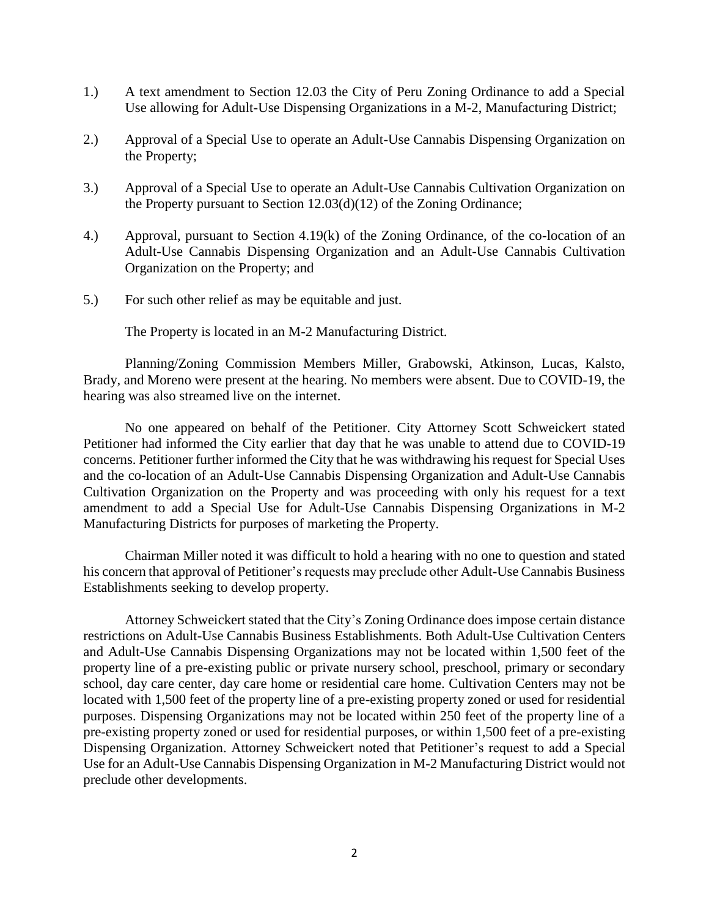1.) A text amendment to Section 12.03 the City of Peru Zoning Ordinance to add a Special Use allowing for Adult-Use Dispensing Organizations in a M-2, Manufacturing District;

2.) Approval of a Special Use to operate an Adult-Use Cannabis Dispensing Organization on the Property;

3.) Approval of a Special Use to operate an Adult-Use Cannabis Cultivation Organization on the Property pursuant to Section 12.03(d)(12) of the Zoning Ordinance;

4.) Approval, pursuant to Section 4.19(k) of the Zoning Ordinance, of the co-location of an Adult-Use Cannabis Dispensing Organization and an Adult-Use Cannabis Cultivation Organization on the Property; and

5.) For such other relief as may be equitable and just.

The Property is located in an M-2 Manufacturing District.

Planning/Zoning Commission Members Miller, Grabowski, Atkinson, Lucas, Kalsto, Brady, and Moreno were present at the hearing. No members were absent. Due to COVID-19, the hearing was also streamed live on the internet.

No one appeared on behalf of the Petitioner. City Attorney Scott Schweickert stated Petitioner had informed the City earlier that day that he was unable to attend due to COVID-19 concerns. Petitioner further informed the City that he was withdrawing his request for Special Uses and the co-location of an Adult-Use Cannabis Dispensing Organization and Adult-Use Cannabis Cultivation Organization on the Property and was proceeding with only his request for a text amendment to add a Special Use for Adult-Use Cannabis Dispensing Organizations in M-2 Manufacturing Districts for purposes of marketing the Property.

Chairman Miller noted it was difficult to hold a hearing with no one to question and stated his concern that approval of Petitioner's requests may preclude other Adult-Use Cannabis Business Establishments seeking to develop property.

Attorney Schweickert stated that the City's Zoning Ordinance does impose certain distance restrictions on Adult-Use Cannabis Business Establishments. Both Adult-Use Cultivation Centers and Adult-Use Cannabis Dispensing Organizations may not be located within 1,500 feet of the property line of a pre-existing public or private nursery school, preschool, primary or secondary school, day care center, day care home or residential care home. Cultivation Centers may not be located with 1,500 feet of the property line of a pre-existing property zoned or used for residential purposes. Dispensing Organizations may not be located within 250 feet of the property line of a pre-existing property zoned or used for residential purposes, or within 1,500 feet of a pre-existing Dispensing Organization. Attorney Schweickert noted that Petitioner's request to add a Special Use for an Adult-Use Cannabis Dispensing Organization in M-2 Manufacturing District would not preclude other developments.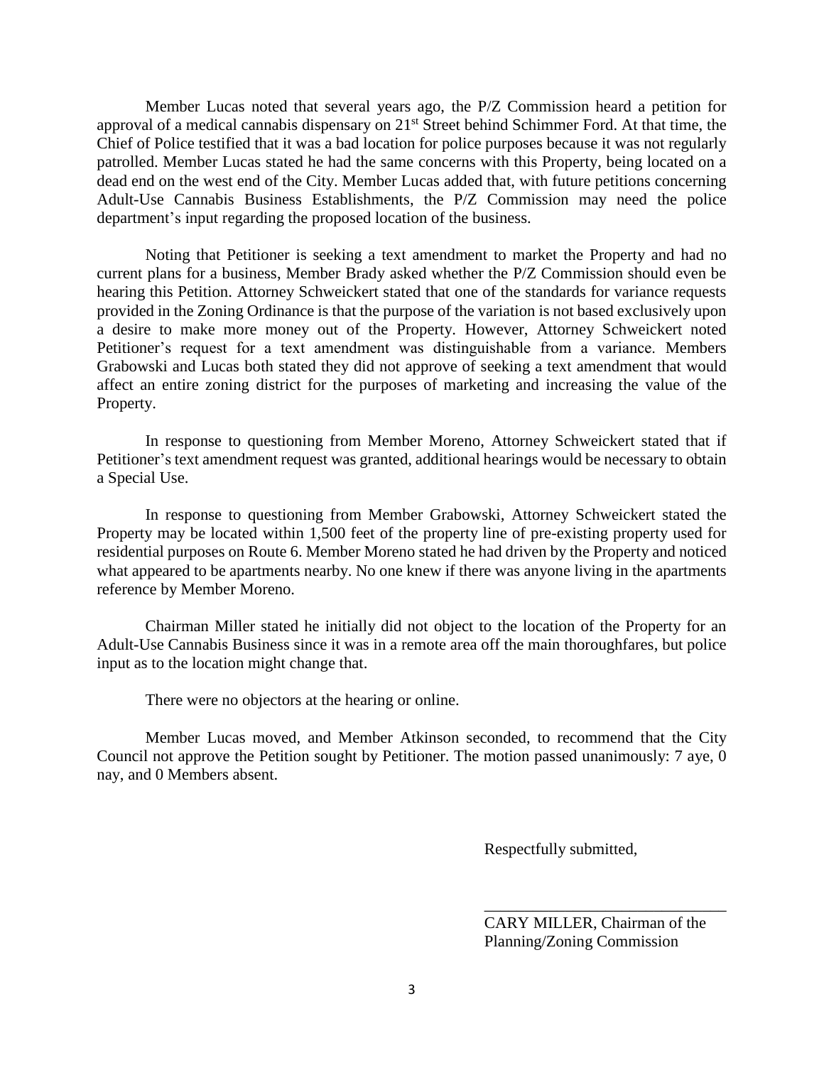Member Lucas noted that several years ago, the P/Z Commission heard a petition for approval of a medical cannabis dispensary on 21st Street behind Schimmer Ford. At that time, the Chief of Police testified that it was a bad location for police purposes because it was not regularly patrolled. Member Lucas stated he had the same concerns with this Property, being located on a dead end on the west end of the City. Member Lucas added that, with future petitions concerning Adult-Use Cannabis Business Establishments, the P/Z Commission may need the police department's input regarding the proposed location of the business.

Noting that Petitioner is seeking a text amendment to market the Property and had no current plans for a business, Member Brady asked whether the P/Z Commission should even be hearing this Petition. Attorney Schweickert stated that one of the standards for variance requests provided in the Zoning Ordinance is that the purpose of the variation is not based exclusively upon a desire to make more money out of the Property. However, Attorney Schweickert noted Petitioner's request for a text amendment was distinguishable from a variance. Members Grabowski and Lucas both stated they did not approve of seeking a text amendment that would affect an entire zoning district for the purposes of marketing and increasing the value of the Property.

In response to questioning from Member Moreno, Attorney Schweickert stated that if Petitioner's text amendment request was granted, additional hearings would be necessary to obtain a Special Use.

In response to questioning from Member Grabowski, Attorney Schweickert stated the Property may be located within 1,500 feet of the property line of pre-existing property used for residential purposes on Route 6. Member Moreno stated he had driven by the Property and noticed what appeared to be apartments nearby. No one knew if there was anyone living in the apartments reference by Member Moreno.

Chairman Miller stated he initially did not object to the location of the Property for an Adult-Use Cannabis Business since it was in a remote area off the main thoroughfares, but police input as to the location might change that.

There were no objectors at the hearing or online.

Member Lucas moved, and Member Atkinson seconded, to recommend that the City Council not approve the Petition sought by Petitioner. The motion passed unanimously: 7 aye, 0 nay, and 0 Members absent.

Respectfully submitted,

______________________________
CARY MILLER, Chairman of the Planning/Zoning Commission